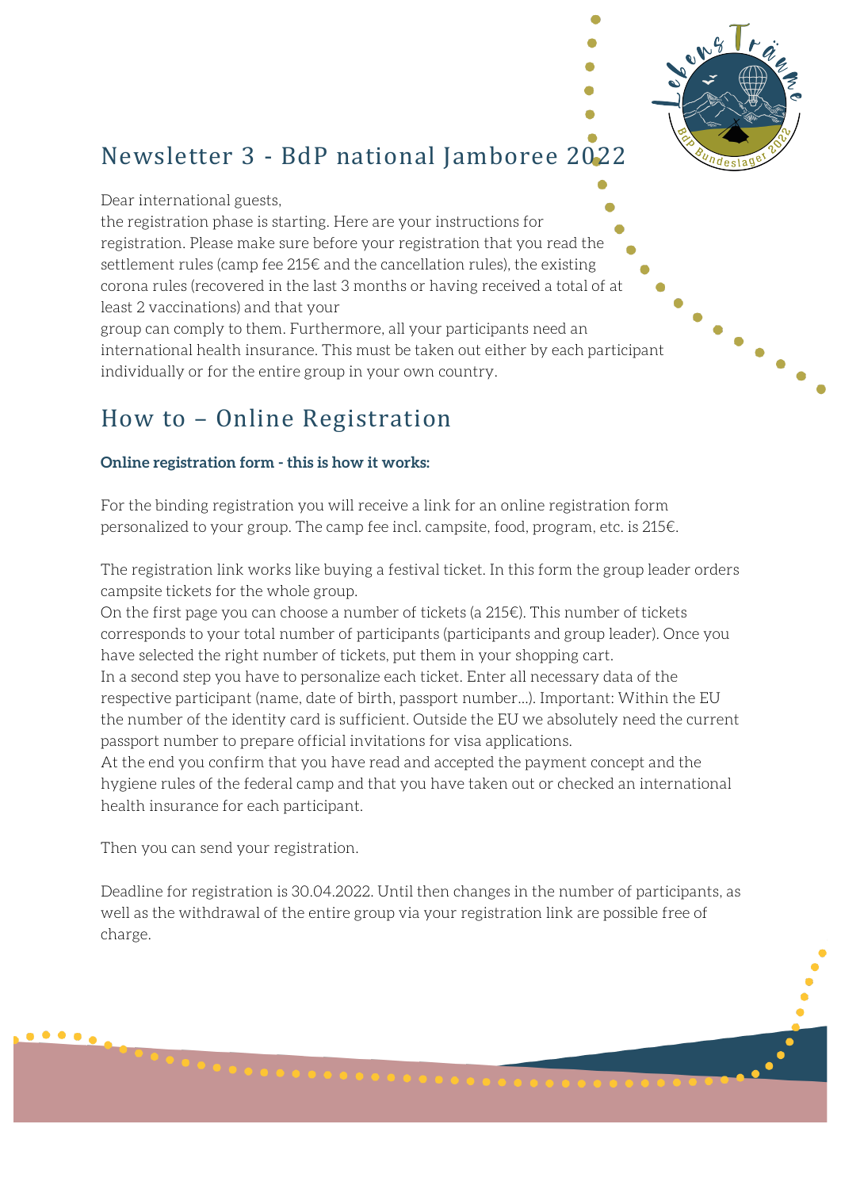# Newsletter 3 - BdP national Jamboree 2022

Dear international guests,
the registration phase is starting. Here are your instructions for registration. Please make sure before your registration that you read the settlement rules (camp fee 215€ and the cancellation rules), the existing corona rules (recovered in the last 3 months or having received a total of at least 2 vaccinations) and that your group can comply to them. Furthermore, all your participants need an international health insurance. This must be taken out either by each participant individually or for the entire group in your own country.

## How to – Online Registration

**Online registration form - this is how it works:**

For the binding registration you will receive a link for an online registration form personalized to your group. The camp fee incl. campsite, food, program, etc. is 215€.

The registration link works like buying a festival ticket. In this form the group leader orders campsite tickets for the whole group.
On the first page you can choose a number of tickets (a 215€). This number of tickets corresponds to your total number of participants (participants and group leader). Once you have selected the right number of tickets, put them in your shopping cart.
In a second step you have to personalize each ticket. Enter all necessary data of the respective participant (name, date of birth, passport number...). Important: Within the EU the number of the identity card is sufficient. Outside the EU we absolutely need the current passport number to prepare official invitations for visa applications.
At the end you confirm that you have read and accepted the payment concept and the hygiene rules of the federal camp and that you have taken out or checked an international health insurance for each participant.

Then you can send your registration.

Deadline for registration is 30.04.2022. Until then changes in the number of participants, as well as the withdrawal of the entire group via your registration link are possible free of charge.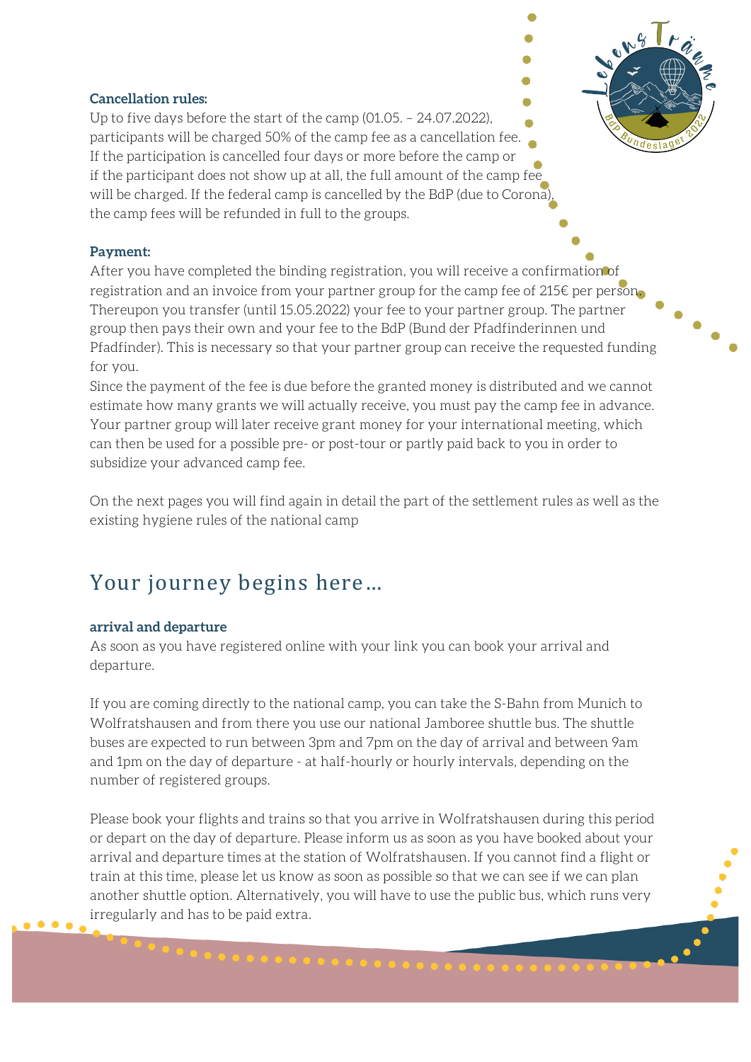**Cancellation rules:**

Up to five days before the start of the camp (01.05. – 24.07.2022), participants will be charged 50% of the camp fee as a cancellation fee. If the participation is cancelled four days or more before the camp or if the participant does not show up at all, the full amount of the camp fee will be charged. If the federal camp is cancelled by the BdP (due to Corona), the camp fees will be refunded in full to the groups.

**Payment:**

After you have completed the binding registration, you will receive a confirmation of registration and an invoice from your partner group for the camp fee of 215€ per person. Thereupon you transfer (until 15.05.2022) your fee to your partner group. The partner group then pays their own and your fee to the BdP (Bund der Pfadfinderinnen und Pfadfinder). This is necessary so that your partner group can receive the requested funding for you.

Since the payment of the fee is due before the granted money is distributed and we cannot estimate how many grants we will actually receive, you must pay the camp fee in advance. Your partner group will later receive grant money for your international meeting, which can then be used for a possible pre- or post-tour or partly paid back to you in order to subsidize your advanced camp fee.

On the next pages you will find again in detail the part of the settlement rules as well as the existing hygiene rules of the national camp

# Your journey begins here...

**arrival and departure**

As soon as you have registered online with your link you can book your arrival and departure.

If you are coming directly to the national camp, you can take the S-Bahn from Munich to Wolfratshausen and from there you use our national Jamboree shuttle bus. The shuttle buses are expected to run between 3pm and 7pm on the day of arrival and between 9am and 1pm on the day of departure - at half-hourly or hourly intervals, depending on the number of registered groups.

Please book your flights and trains so that you arrive in Wolfratshausen during this period or depart on the day of departure. Please inform us as soon as you have booked about your arrival and departure times at the station of Wolfratshausen. If you cannot find a flight or train at this time, please let us know as soon as possible so that we can see if we can plan another shuttle option. Alternatively, you will have to use the public bus, which runs very irregularly and has to be paid extra.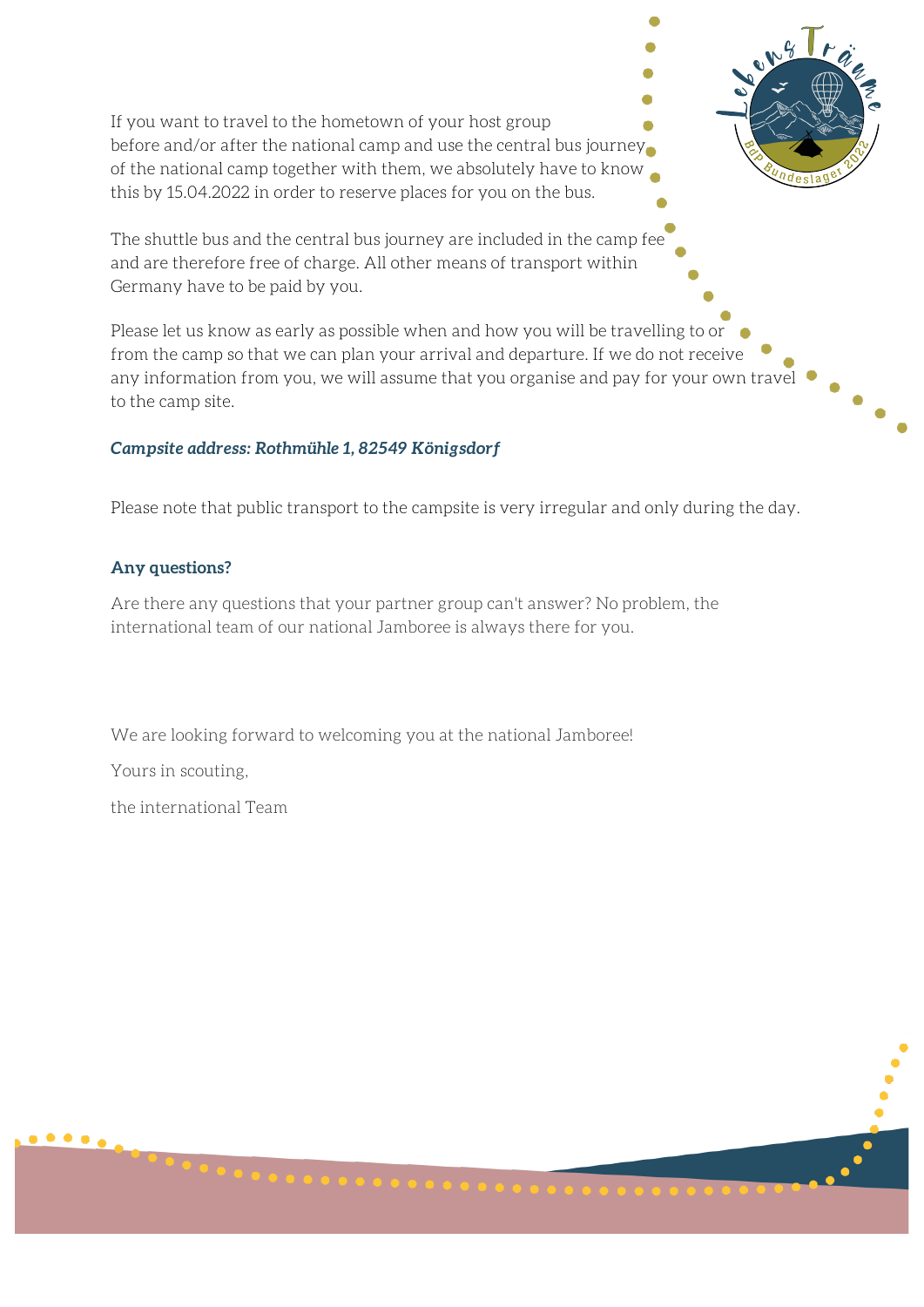If you want to travel to the hometown of your host group before and/or after the national camp and use the central bus journey of the national camp together with them, we absolutely have to know this by 15.04.2022 in order to reserve places for you on the bus.

The shuttle bus and the central bus journey are included in the camp fee and are therefore free of charge. All other means of transport within Germany have to be paid by you.

Please let us know as early as possible when and how you will be travelling to or from the camp so that we can plan your arrival and departure. If we do not receive any information from you, we will assume that you organise and pay for your own travel to the camp site.

***Campsite address: Rothmühle 1, 82549 Königsdorf***

Please note that public transport to the campsite is very irregular and only during the day.

**Any questions?**

Are there any questions that your partner group can't answer? No problem, the international team of our national Jamboree is always there for you.

We are looking forward to welcoming you at the national Jamboree!

Yours in scouting,

the international Team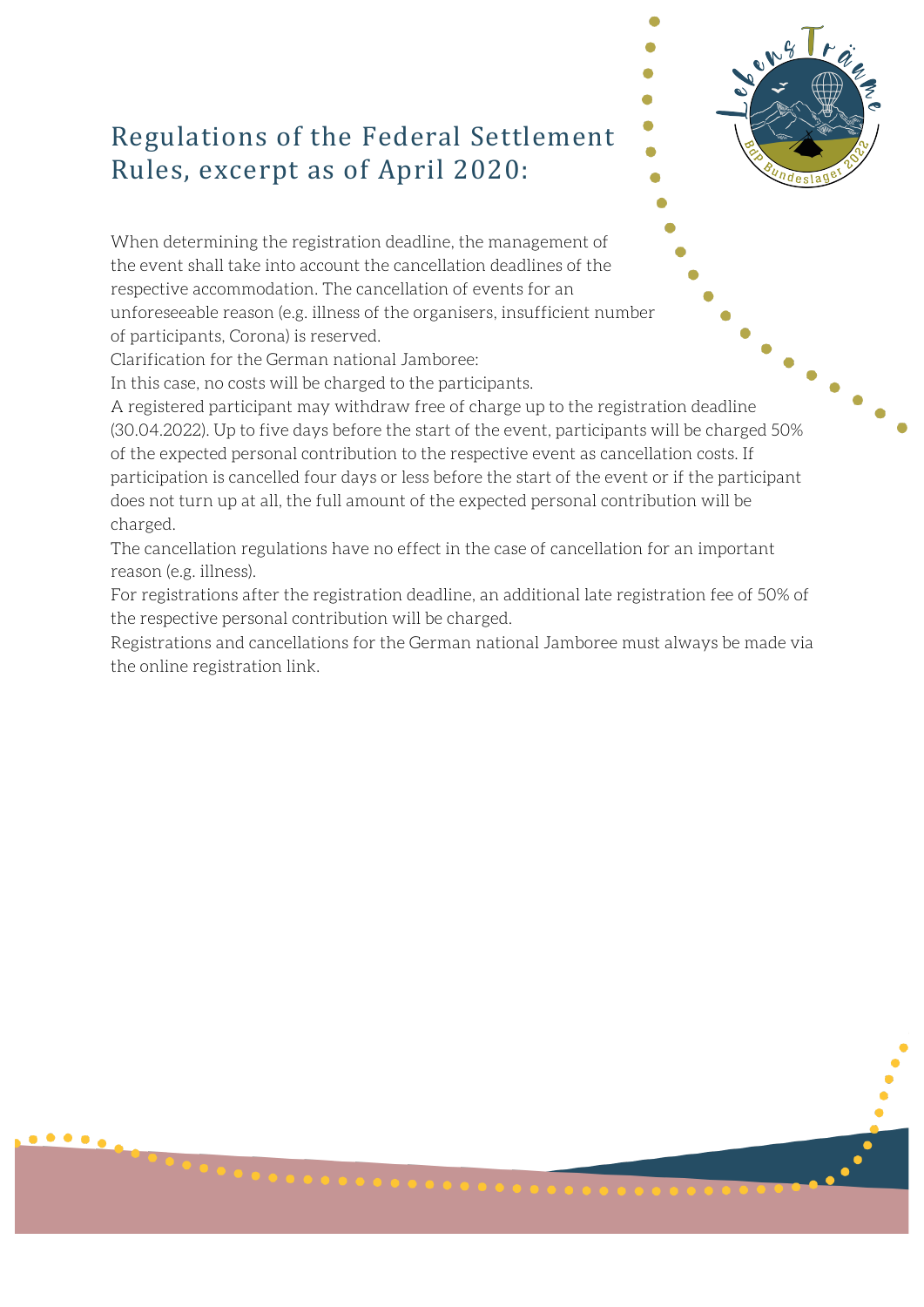# Regulations of the Federal Settlement Rules, excerpt as of April 2020:

When determining the registration deadline, the management of the event shall take into account the cancellation deadlines of the respective accommodation. The cancellation of events for an unforeseeable reason (e.g. illness of the organisers, insufficient number of participants, Corona) is reserved.

Clarification for the German national Jamboree:

In this case, no costs will be charged to the participants.

A registered participant may withdraw free of charge up to the registration deadline (30.04.2022). Up to five days before the start of the event, participants will be charged 50% of the expected personal contribution to the respective event as cancellation costs. If participation is cancelled four days or less before the start of the event or if the participant does not turn up at all, the full amount of the expected personal contribution will be charged.

The cancellation regulations have no effect in the case of cancellation for an important reason (e.g. illness).

For registrations after the registration deadline, an additional late registration fee of 50% of the respective personal contribution will be charged.

Registrations and cancellations for the German national Jamboree must always be made via the online registration link.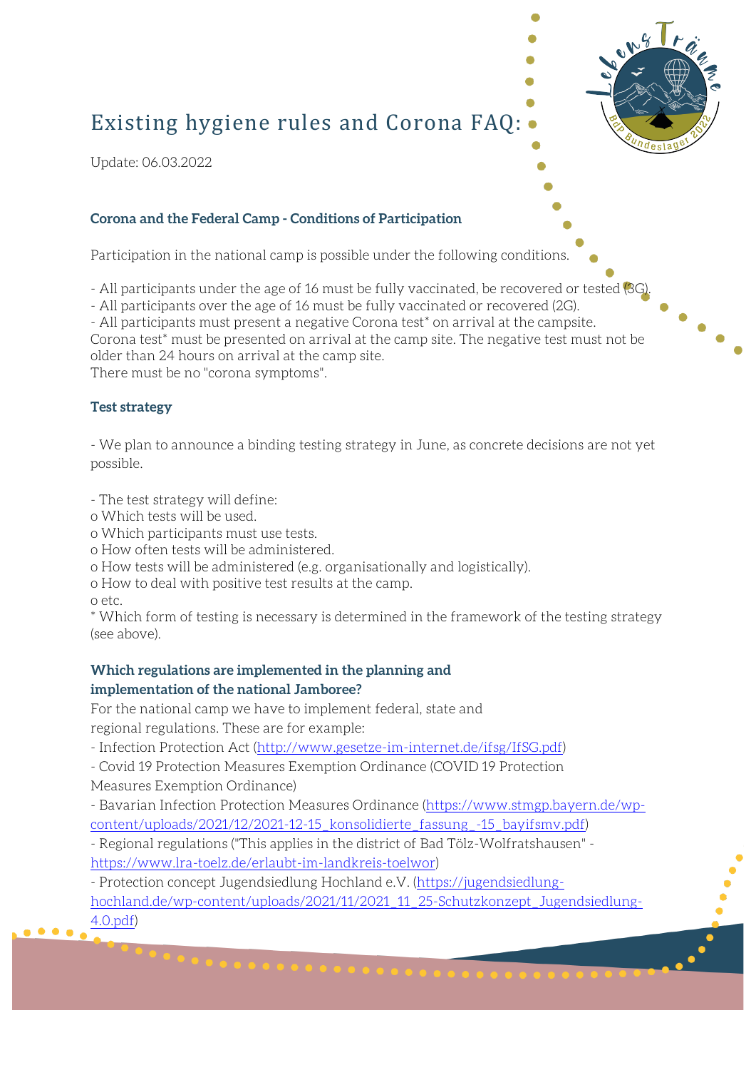# Existing hygiene rules and Corona FAQ:

Update: 06.03.2022

### Corona and the Federal Camp - Conditions of Participation

Participation in the national camp is possible under the following conditions.

- All participants under the age of 16 must be fully vaccinated, be recovered or tested (3G).
- All participants over the age of 16 must be fully vaccinated or recovered (2G).
- All participants must present a negative Corona test* on arrival at the campsite.

Corona test* must be presented on arrival at the camp site. The negative test must not be older than 24 hours on arrival at the camp site.
There must be no "corona symptoms".

### Test strategy

- We plan to announce a binding testing strategy in June, as concrete decisions are not yet possible.

- The test strategy will define:
  - Which tests will be used.
  - Which participants must use tests.
  - How often tests will be administered.
  - How tests will be administered (e.g. organisationally and logistically).
  - How to deal with positive test results at the camp.
  - etc.

* Which form of testing is necessary is determined in the framework of the testing strategy (see above).

### Which regulations are implemented in the planning and implementation of the national Jamboree?

For the national camp we have to implement federal, state and regional regulations. These are for example:

- Infection Protection Act (http://www.gesetze-im-internet.de/ifsg/IfSG.pdf)
- Covid 19 Protection Measures Exemption Ordinance (COVID 19 Protection Measures Exemption Ordinance)
- Bavarian Infection Protection Measures Ordinance (https://www.stmgp.bayern.de/wp-content/uploads/2021/12/2021-12-15_konsolidierte_fassung_-15_bayifsmv.pdf)
- Regional regulations ("This applies in the district of Bad Tölz-Wolfratshausen" - https://www.lra-toelz.de/erlaubt-im-landkreis-toelwor)
- Protection concept Jugendsiedlung Hochland e.V. (https://jugendsiedlung-hochland.de/wp-content/uploads/2021/11/2021_11_25-Schutzkonzept_Jugendsiedlung-4.0.pdf)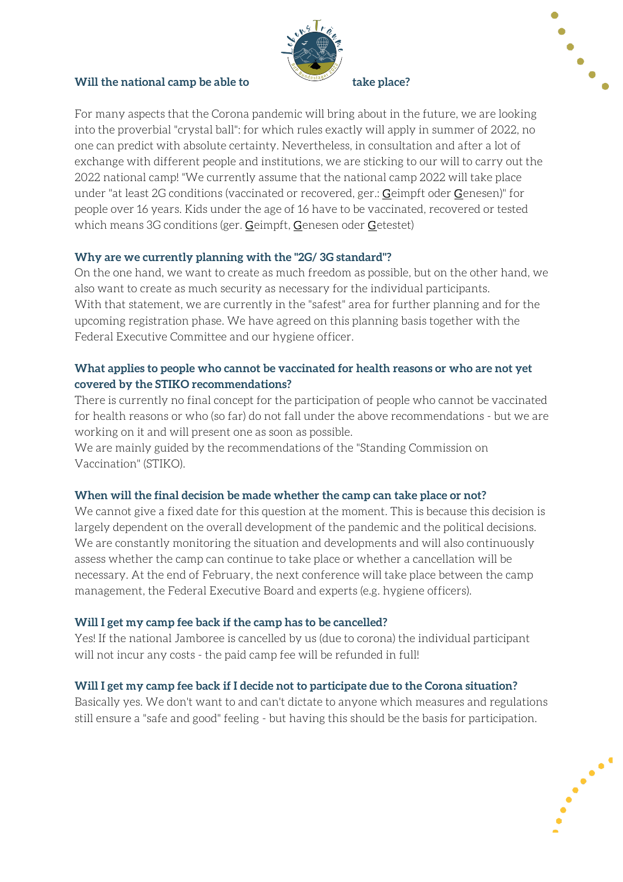### Will the national camp be able to take place?

For many aspects that the Corona pandemic will bring about in the future, we are looking into the proverbial "crystal ball": for which rules exactly will apply in summer of 2022, no one can predict with absolute certainty. Nevertheless, in consultation and after a lot of exchange with different people and institutions, we are sticking to our will to carry out the 2022 national camp! "We currently assume that the national camp 2022 will take place under "at least 2G conditions (vaccinated or recovered, ger.: Geimpft oder Genesen)" for people over 16 years. Kids under the age of 16 have to be vaccinated, recovered or tested which means 3G conditions (ger. Geimpft, Genesen oder Getestet)

### Why are we currently planning with the "2G/ 3G standard"?

On the one hand, we want to create as much freedom as possible, but on the other hand, we also want to create as much security as necessary for the individual participants.
With that statement, we are currently in the "safest" area for further planning and for the upcoming registration phase. We have agreed on this planning basis together with the Federal Executive Committee and our hygiene officer.

### What applies to people who cannot be vaccinated for health reasons or who are not yet covered by the STIKO recommendations?

There is currently no final concept for the participation of people who cannot be vaccinated for health reasons or who (so far) do not fall under the above recommendations - but we are working on it and will present one as soon as possible.
We are mainly guided by the recommendations of the "Standing Commission on Vaccination" (STIKO).

### When will the final decision be made whether the camp can take place or not?

We cannot give a fixed date for this question at the moment. This is because this decision is largely dependent on the overall development of the pandemic and the political decisions. We are constantly monitoring the situation and developments and will also continuously assess whether the camp can continue to take place or whether a cancellation will be necessary. At the end of February, the next conference will take place between the camp management, the Federal Executive Board and experts (e.g. hygiene officers).

### Will I get my camp fee back if the camp has to be cancelled?

Yes! If the national Jamboree is cancelled by us (due to corona) the individual participant will not incur any costs - the paid camp fee will be refunded in full!

### Will I get my camp fee back if I decide not to participate due to the Corona situation?

Basically yes. We don't want to and can't dictate to anyone which measures and regulations still ensure a "safe and good" feeling - but having this should be the basis for participation.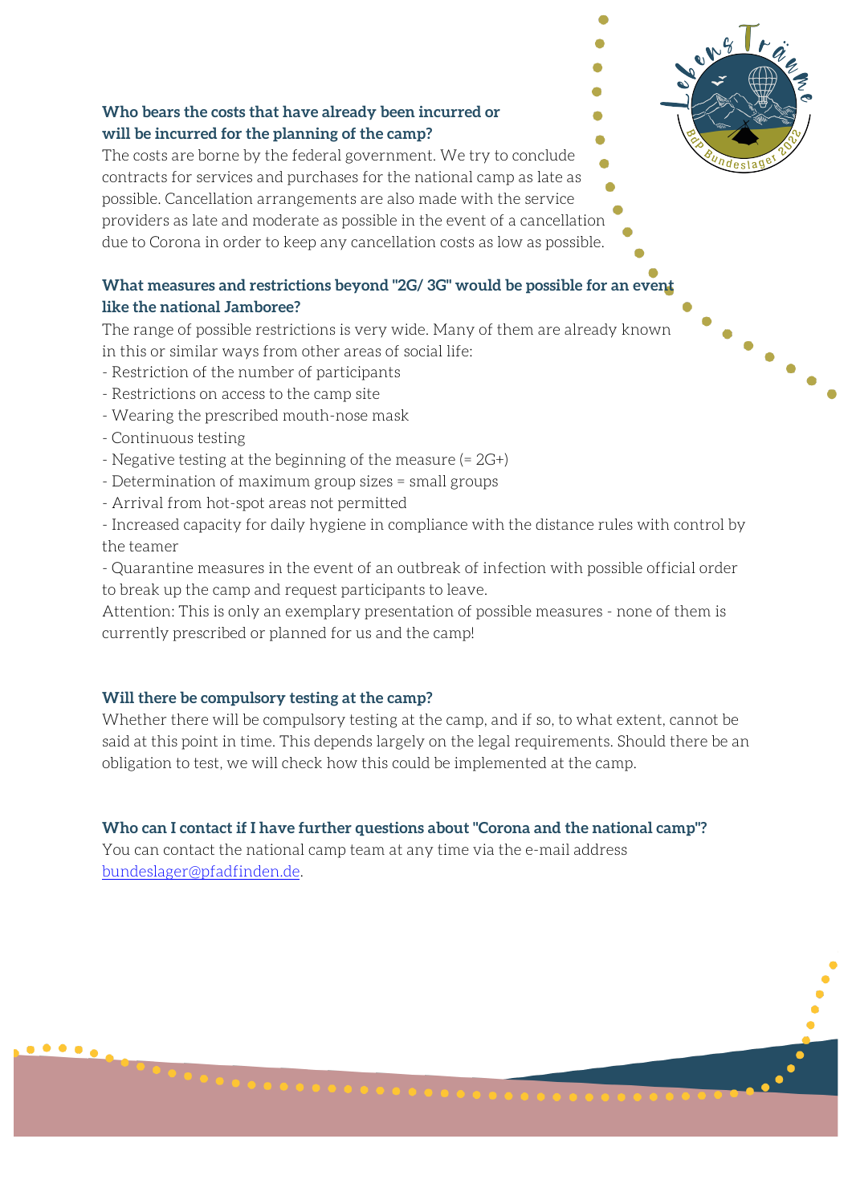**Who bears the costs that have already been incurred or will be incurred for the planning of the camp?**

The costs are borne by the federal government. We try to conclude contracts for services and purchases for the national camp as late as possible. Cancellation arrangements are also made with the service providers as late and moderate as possible in the event of a cancellation due to Corona in order to keep any cancellation costs as low as possible.

**What measures and restrictions beyond "2G/ 3G" would be possible for an event like the national Jamboree?**

The range of possible restrictions is very wide. Many of them are already known in this or similar ways from other areas of social life:

- Restriction of the number of participants
- Restrictions on access to the camp site
- Wearing the prescribed mouth-nose mask
- Continuous testing
- Negative testing at the beginning of the measure (= 2G+)
- Determination of maximum group sizes = small groups
- Arrival from hot-spot areas not permitted
- Increased capacity for daily hygiene in compliance with the distance rules with control by the teamer
- Quarantine measures in the event of an outbreak of infection with possible official order to break up the camp and request participants to leave.

Attention: This is only an exemplary presentation of possible measures - none of them is currently prescribed or planned for us and the camp!

**Will there be compulsory testing at the camp?**

Whether there will be compulsory testing at the camp, and if so, to what extent, cannot be said at this point in time. This depends largely on the legal requirements. Should there be an obligation to test, we will check how this could be implemented at the camp.

**Who can I contact if I have further questions about "Corona and the national camp"?**

You can contact the national camp team at any time via the e-mail address bundeslager@pfadfinden.de.